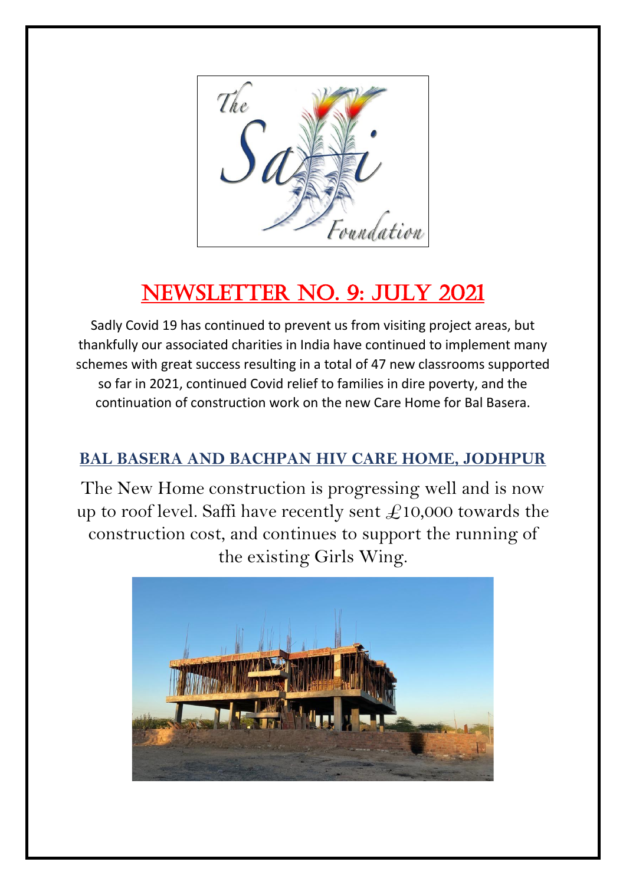# NEWSLETTER NO. 9: JULY 2021

Sadly Covid 19 has continued to prevent us from visiting project areas, but thankfully our associated charities in India have continued to implement many schemes with great success resulting in a total of 47 new classrooms supported so far in 2021, continued Covid relief to families in dire poverty, and the continuation of construction work on the new Care Home for Bal Basera.

## BAL BASERA AND BACHPAN HIV CARE HOME, JODHPUR

The New Home construction is progressing well and is now up to roof level. Saffi have recently sent £10,000 towards the construction cost, and continues to support the running of the existing Girls Wing.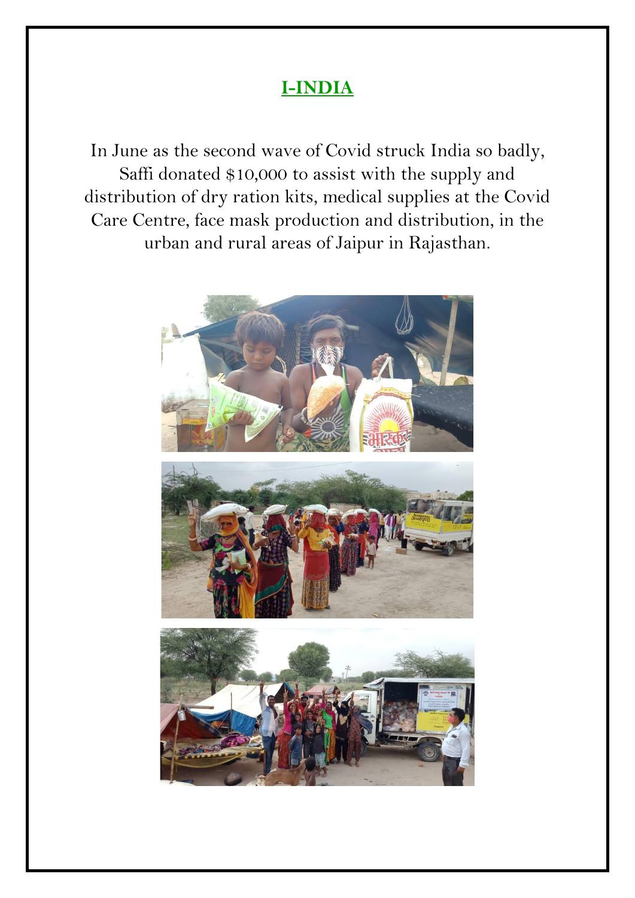# I-INDIA

In June as the second wave of Covid struck India so badly, Saffi donated $10,000 to assist with the supply and distribution of dry ration kits, medical supplies at the Covid Care Centre, face mask production and distribution, in the urban and rural areas of Jaipur in Rajasthan.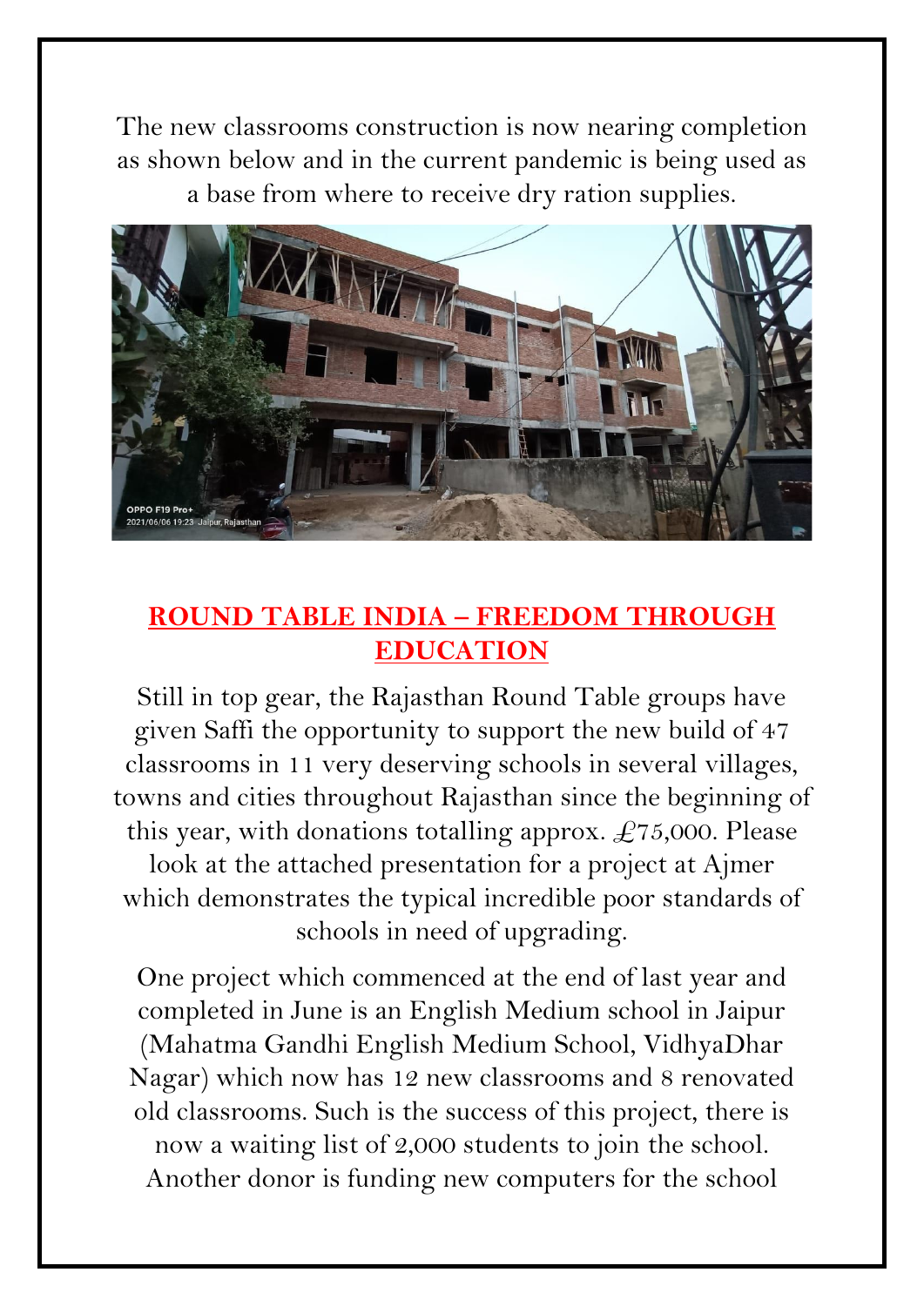The new classrooms construction is now nearing completion as shown below and in the current pandemic is being used as a base from where to receive dry ration supplies.

## ROUND TABLE INDIA – FREEDOM THROUGH EDUCATION

Still in top gear, the Rajasthan Round Table groups have given Saffi the opportunity to support the new build of 47 classrooms in 11 very deserving schools in several villages, towns and cities throughout Rajasthan since the beginning of this year, with donations totalling approx. £75,000. Please look at the attached presentation for a project at Ajmer which demonstrates the typical incredible poor standards of schools in need of upgrading.

One project which commenced at the end of last year and completed in June is an English Medium school in Jaipur (Mahatma Gandhi English Medium School, VidhyaDhar Nagar) which now has 12 new classrooms and 8 renovated old classrooms. Such is the success of this project, there is now a waiting list of 2,000 students to join the school. Another donor is funding new computers for the school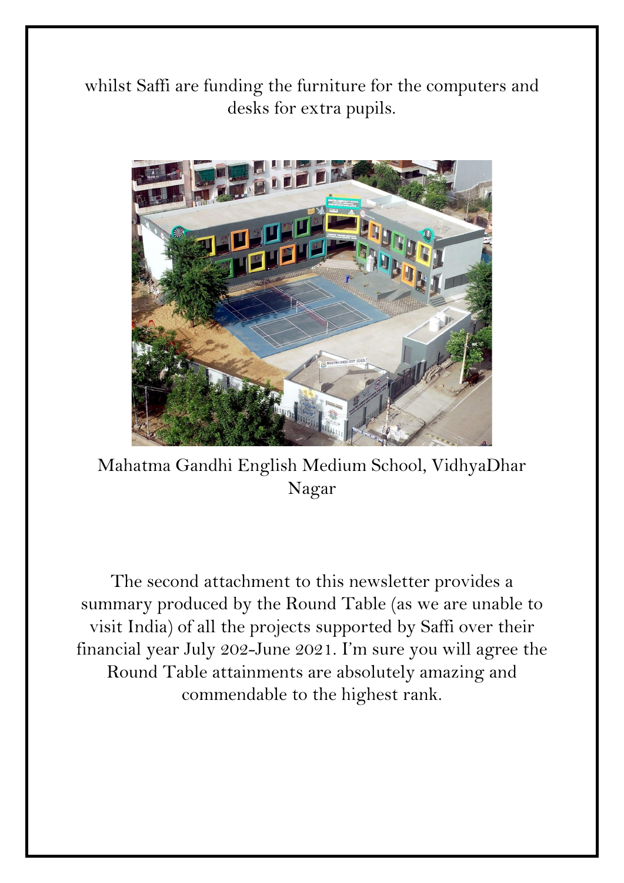whilst Saffi are funding the furniture for the computers and desks for extra pupils.

Mahatma Gandhi English Medium School, VidhyaDhar Nagar

The second attachment to this newsletter provides a summary produced by the Round Table (as we are unable to visit India) of all the projects supported by Saffi over their financial year July 202-June 2021. I'm sure you will agree the Round Table attainments are absolutely amazing and commendable to the highest rank.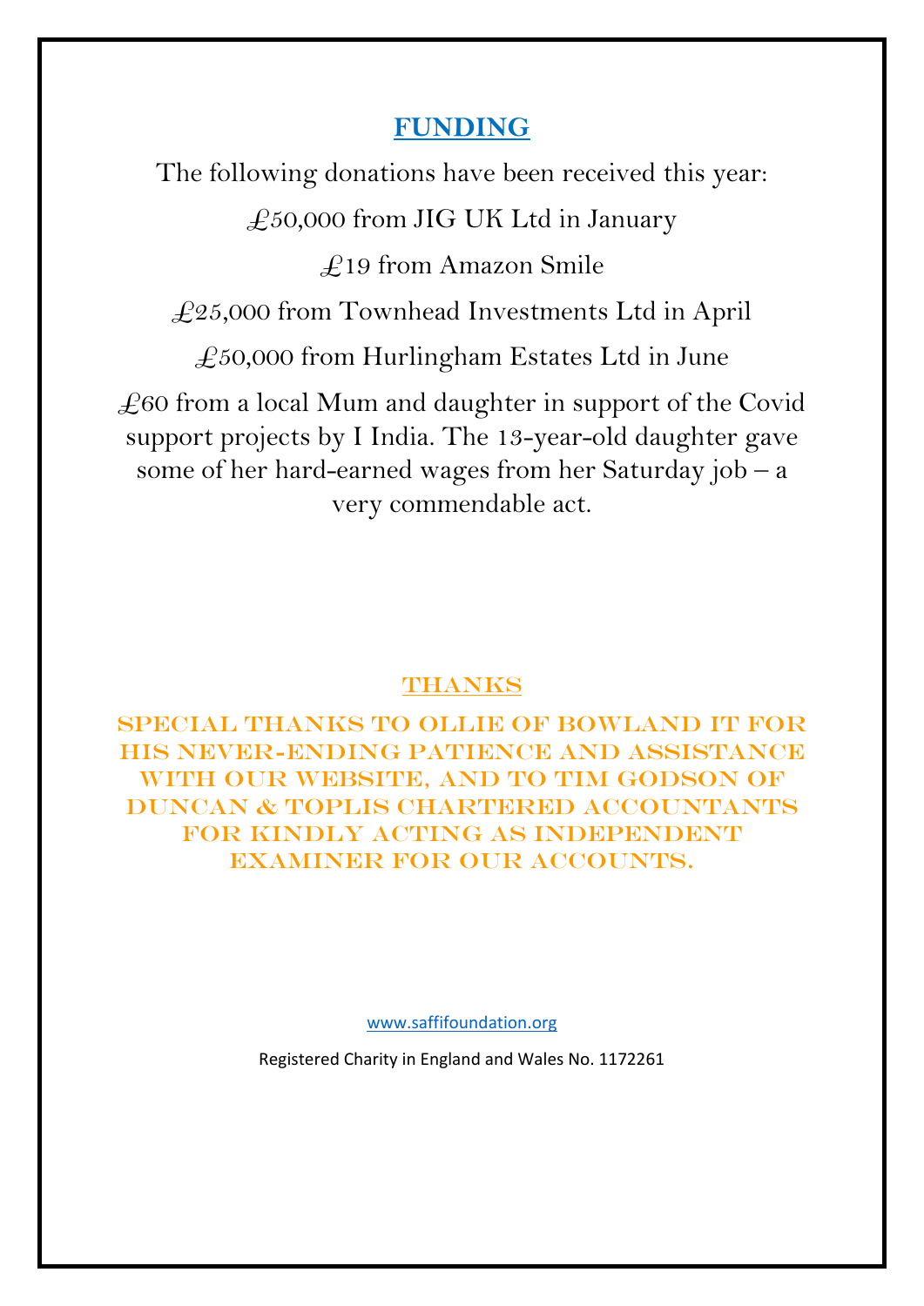## FUNDING

The following donations have been received this year:

£50,000 from JIG UK Ltd in January

£19 from Amazon Smile

£25,000 from Townhead Investments Ltd in April

£50,000 from Hurlingham Estates Ltd in June

£60 from a local Mum and daughter in support of the Covid support projects by I India. The 13-year-old daughter gave some of her hard-earned wages from her Saturday job – a very commendable act.

## THANKS

SPECIAL THANKS TO OLLIE OF BOWLAND IT FOR HIS NEVER-ENDING PATIENCE AND ASSISTANCE WITH OUR WEBSITE, AND TO TIM GODSON OF DUNCAN & TOPLIS CHARTERED ACCOUNTANTS FOR KINDLY ACTING AS INDEPENDENT EXAMINER FOR OUR ACCOUNTS.

www.saffifoundation.org

Registered Charity in England and Wales No. 1172261